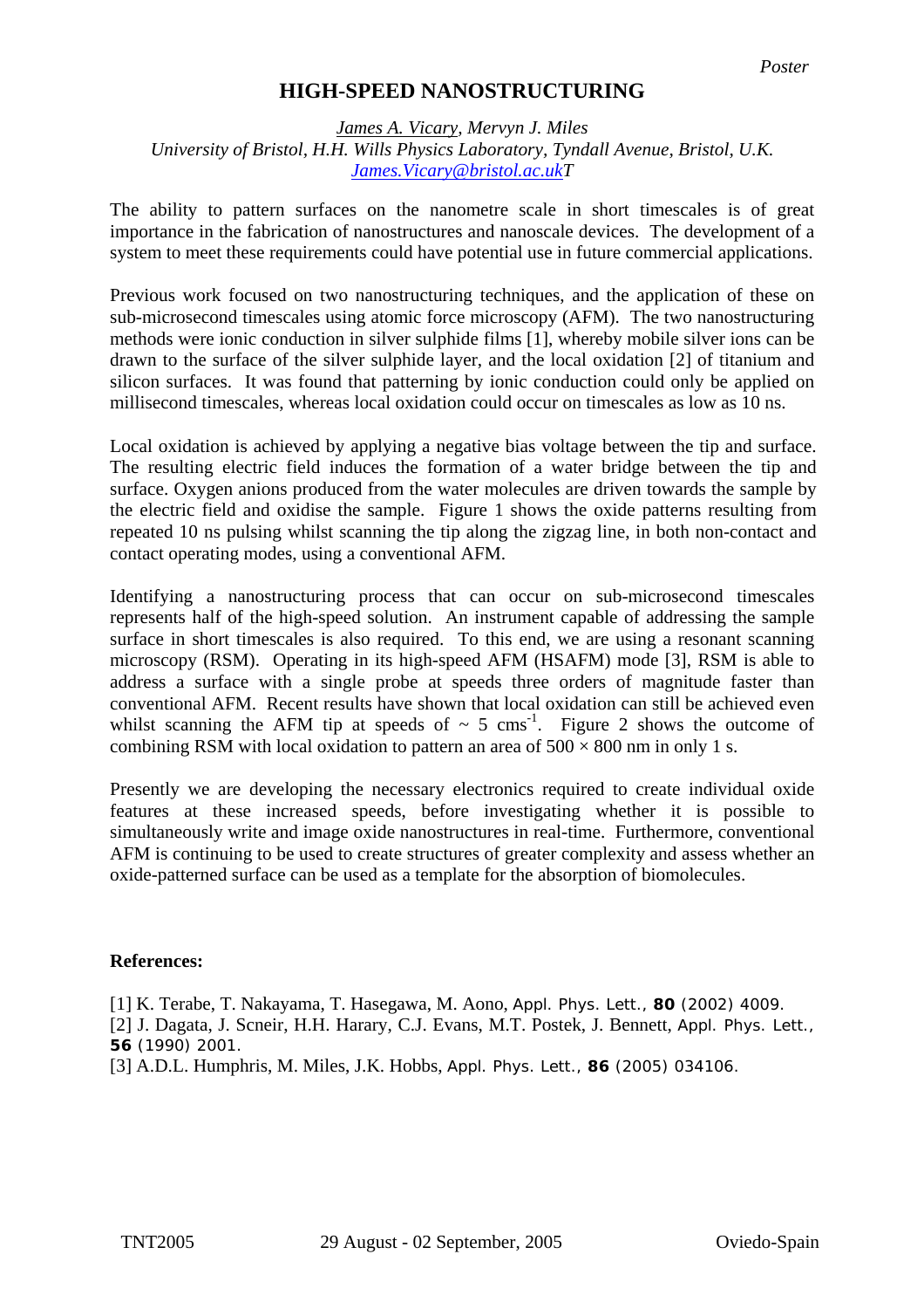*Poster*

# HIGH-SPEED NANOSTRUCTURING

*James A. Vicary, Mervyn J. Miles*
*University of Bristol, H.H. Wills Physics Laboratory, Tyndall Avenue, Bristol, U.K.*
*James.Vicary@bristol.ac.ukT*

The ability to pattern surfaces on the nanometre scale in short timescales is of great importance in the fabrication of nanostructures and nanoscale devices. The development of a system to meet these requirements could have potential use in future commercial applications.

Previous work focused on two nanostructuring techniques, and the application of these on sub-microsecond timescales using atomic force microscopy (AFM). The two nanostructuring methods were ionic conduction in silver sulphide films [1], whereby mobile silver ions can be drawn to the surface of the silver sulphide layer, and the local oxidation [2] of titanium and silicon surfaces. It was found that patterning by ionic conduction could only be applied on millisecond timescales, whereas local oxidation could occur on timescales as low as 10 ns.

Local oxidation is achieved by applying a negative bias voltage between the tip and surface. The resulting electric field induces the formation of a water bridge between the tip and surface. Oxygen anions produced from the water molecules are driven towards the sample by the electric field and oxidise the sample. Figure 1 shows the oxide patterns resulting from repeated 10 ns pulsing whilst scanning the tip along the zigzag line, in both non-contact and contact operating modes, using a conventional AFM.

Identifying a nanostructuring process that can occur on sub-microsecond timescales represents half of the high-speed solution. An instrument capable of addressing the sample surface in short timescales is also required. To this end, we are using a resonant scanning microscopy (RSM). Operating in its high-speed AFM (HSAFM) mode [3], RSM is able to address a surface with a single probe at speeds three orders of magnitude faster than conventional AFM. Recent results have shown that local oxidation can still be achieved even whilst scanning the AFM tip at speeds of ~ 5 $cms^{-1}$. Figure 2 shows the outcome of combining RSM with local oxidation to pattern an area of 500 × 800 nm in only 1 s.

Presently we are developing the necessary electronics required to create individual oxide features at these increased speeds, before investigating whether it is possible to simultaneously write and image oxide nanostructures in real-time. Furthermore, conventional AFM is continuing to be used to create structures of greater complexity and assess whether an oxide-patterned surface can be used as a template for the absorption of biomolecules.

**References:**

[1] K. Terabe, T. Nakayama, T. Hasegawa, M. Aono, Appl. Phys. Lett., **80** (2002) 4009.
[2] J. Dagata, J. Scneir, H.H. Harary, C.J. Evans, M.T. Postek, J. Bennett, Appl. Phys. Lett., **56** (1990) 2001.
[3] A.D.L. Humphris, M. Miles, J.K. Hobbs, Appl. Phys. Lett., **86** (2005) 034106.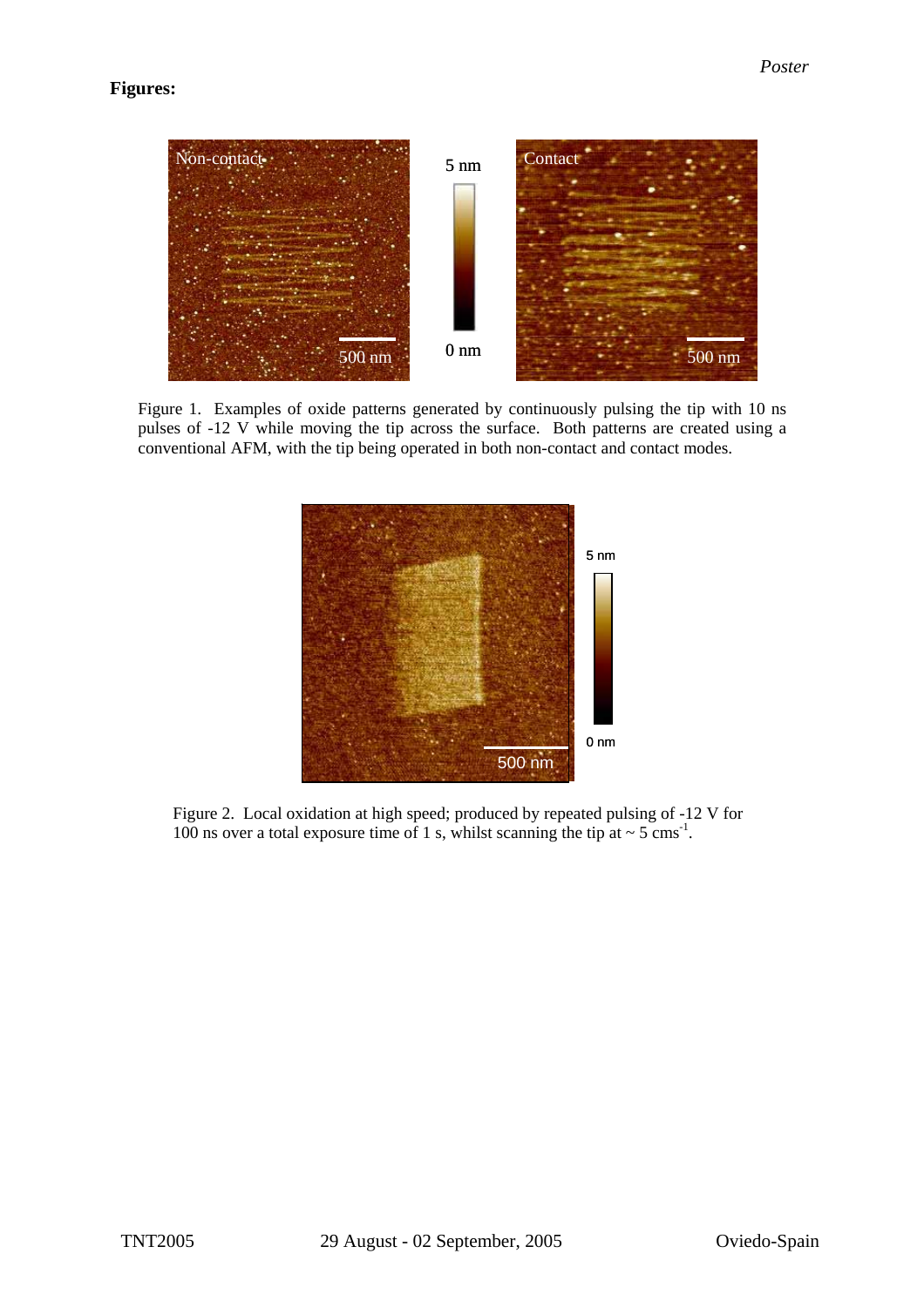**Figures:**

Non-contact

500 nm

5 nm

0 nm

Contact

500 nm

Figure 1. Examples of oxide patterns generated by continuously pulsing the tip with 10 ns pulses of -12 V while moving the tip across the surface. Both patterns are created using a conventional AFM, with the tip being operated in both non-contact and contact modes.

500 nm

5 nm

0 nm

Figure 2. Local oxidation at high speed; produced by repeated pulsing of -12 V for 100 ns over a total exposure time of 1 s, whilst scanning the tip at ~ 5 $cms^{-1}$.